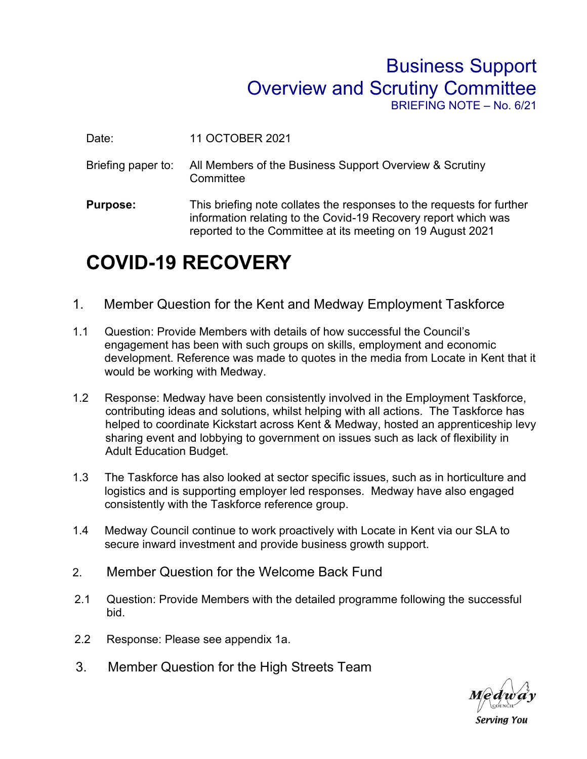# Business Support
# Overview and Scrutiny Committee

BRIEFING NOTE – No. 6/21

Date: 11 OCTOBER 2021

Briefing paper to: All Members of the Business Support Overview & Scrutiny Committee

**Purpose:** This briefing note collates the responses to the requests for further information relating to the Covid-19 Recovery report which was reported to the Committee at its meeting on 19 August 2021

# COVID-19 RECOVERY

## 1. Member Question for the Kent and Medway Employment Taskforce

1.1 Question: Provide Members with details of how successful the Council's engagement has been with such groups on skills, employment and economic development. Reference was made to quotes in the media from Locate in Kent that it would be working with Medway.

1.2 Response: Medway have been consistently involved in the Employment Taskforce, contributing ideas and solutions, whilst helping with all actions. The Taskforce has helped to coordinate Kickstart across Kent & Medway, hosted an apprenticeship levy sharing event and lobbying to government on issues such as lack of flexibility in Adult Education Budget.

1.3 The Taskforce has also looked at sector specific issues, such as in horticulture and logistics and is supporting employer led responses. Medway have also engaged consistently with the Taskforce reference group.

1.4 Medway Council continue to work proactively with Locate in Kent via our SLA to secure inward investment and provide business growth support.

## 2. Member Question for the Welcome Back Fund

2.1 Question: Provide Members with the detailed programme following the successful bid.

2.2 Response: Please see appendix 1a.

## 3. Member Question for the High Streets Team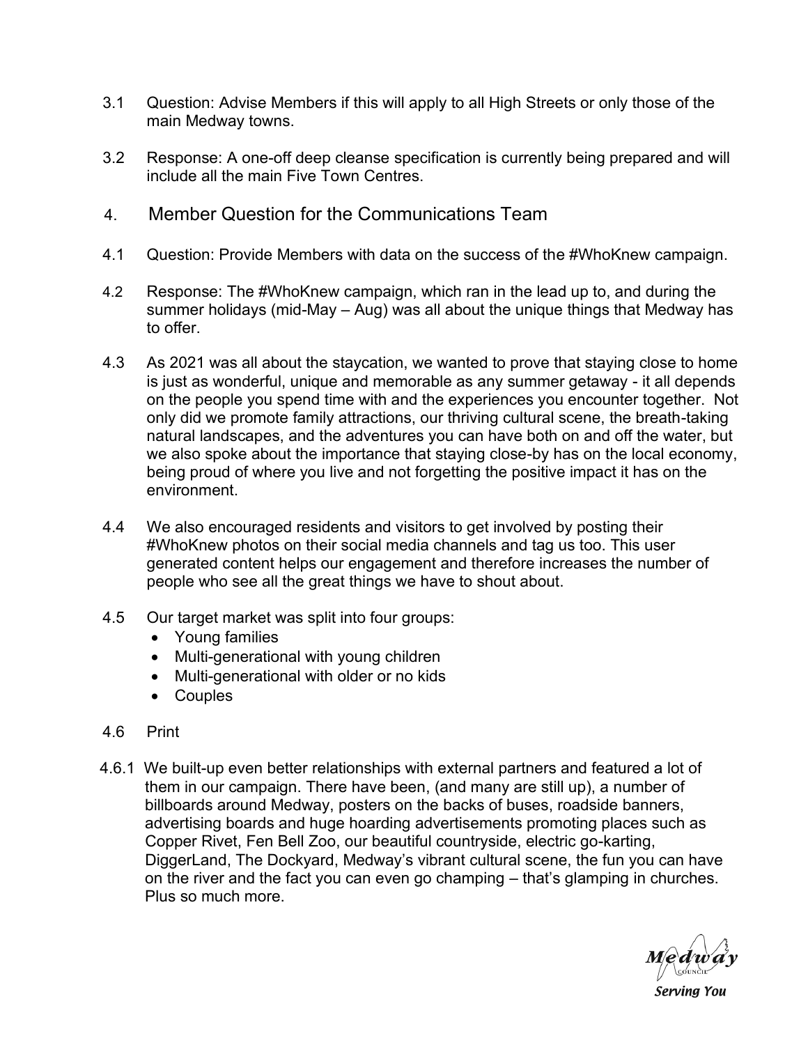3.1 Question: Advise Members if this will apply to all High Streets or only those of the main Medway towns.

3.2 Response: A one-off deep cleanse specification is currently being prepared and will include all the main Five Town Centres.

## 4. Member Question for the Communications Team

4.1 Question: Provide Members with data on the success of the #WhoKnew campaign.

4.2 Response: The #WhoKnew campaign, which ran in the lead up to, and during the summer holidays (mid-May – Aug) was all about the unique things that Medway has to offer.

4.3 As 2021 was all about the staycation, we wanted to prove that staying close to home is just as wonderful, unique and memorable as any summer getaway - it all depends on the people you spend time with and the experiences you encounter together. Not only did we promote family attractions, our thriving cultural scene, the breath-taking natural landscapes, and the adventures you can have both on and off the water, but we also spoke about the importance that staying close-by has on the local economy, being proud of where you live and not forgetting the positive impact it has on the environment.

4.4 We also encouraged residents and visitors to get involved by posting their #WhoKnew photos on their social media channels and tag us too. This user generated content helps our engagement and therefore increases the number of people who see all the great things we have to shout about.

4.5 Our target market was split into four groups:

- Young families
- Multi-generational with young children
- Multi-generational with older or no kids
- Couples

4.6 Print

4.6.1 We built-up even better relationships with external partners and featured a lot of them in our campaign. There have been, (and many are still up), a number of billboards around Medway, posters on the backs of buses, roadside banners, advertising boards and huge hoarding advertisements promoting places such as Copper Rivet, Fen Bell Zoo, our beautiful countryside, electric go-karting, DiggerLand, The Dockyard, Medway's vibrant cultural scene, the fun you can have on the river and the fact you can even go champing – that's glamping in churches. Plus so much more.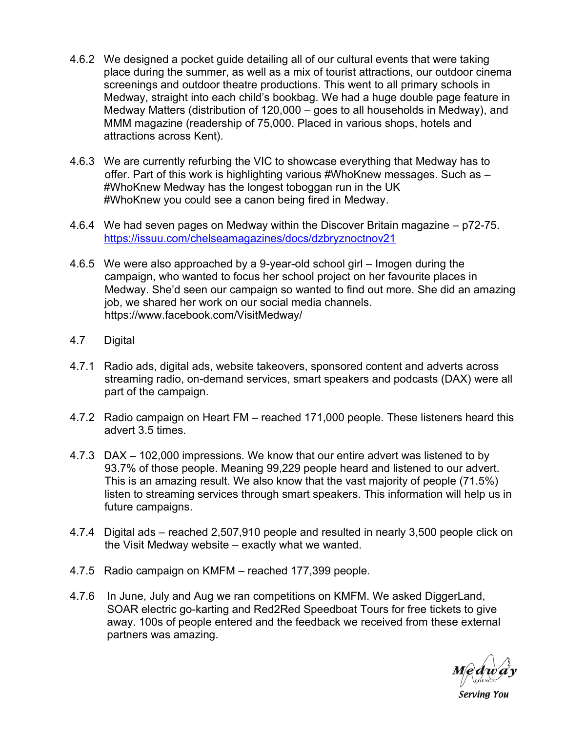4.6.2 We designed a pocket guide detailing all of our cultural events that were taking place during the summer, as well as a mix of tourist attractions, our outdoor cinema screenings and outdoor theatre productions. This went to all primary schools in Medway, straight into each child's bookbag. We had a huge double page feature in Medway Matters (distribution of 120,000 – goes to all households in Medway), and MMM magazine (readership of 75,000. Placed in various shops, hotels and attractions across Kent).

4.6.3 We are currently refurbing the VIC to showcase everything that Medway has to offer. Part of this work is highlighting various #WhoKnew messages. Such as –
#WhoKnew Medway has the longest toboggan run in the UK
#WhoKnew you could see a canon being fired in Medway.

4.6.4 We had seven pages on Medway within the Discover Britain magazine – p72-75.
https://issuu.com/chelseamagazines/docs/dzbryznoctnov21

4.6.5 We were also approached by a 9-year-old school girl – Imogen during the campaign, who wanted to focus her school project on her favourite places in Medway. She'd seen our campaign so wanted to find out more. She did an amazing job, we shared her work on our social media channels.
https://www.facebook.com/VisitMedway/

4.7 Digital

4.7.1 Radio ads, digital ads, website takeovers, sponsored content and adverts across streaming radio, on-demand services, smart speakers and podcasts (DAX) were all part of the campaign.

4.7.2 Radio campaign on Heart FM – reached 171,000 people. These listeners heard this advert 3.5 times.

4.7.3 DAX – 102,000 impressions. We know that our entire advert was listened to by 93.7% of those people. Meaning 99,229 people heard and listened to our advert. This is an amazing result. We also know that the vast majority of people (71.5%) listen to streaming services through smart speakers. This information will help us in future campaigns.

4.7.4 Digital ads – reached 2,507,910 people and resulted in nearly 3,500 people click on the Visit Medway website – exactly what we wanted.

4.7.5 Radio campaign on KMFM – reached 177,399 people.

4.7.6 In June, July and Aug we ran competitions on KMFM. We asked DiggerLand, SOAR electric go-karting and Red2Red Speedboat Tours for free tickets to give away. 100s of people entered and the feedback we received from these external partners was amazing.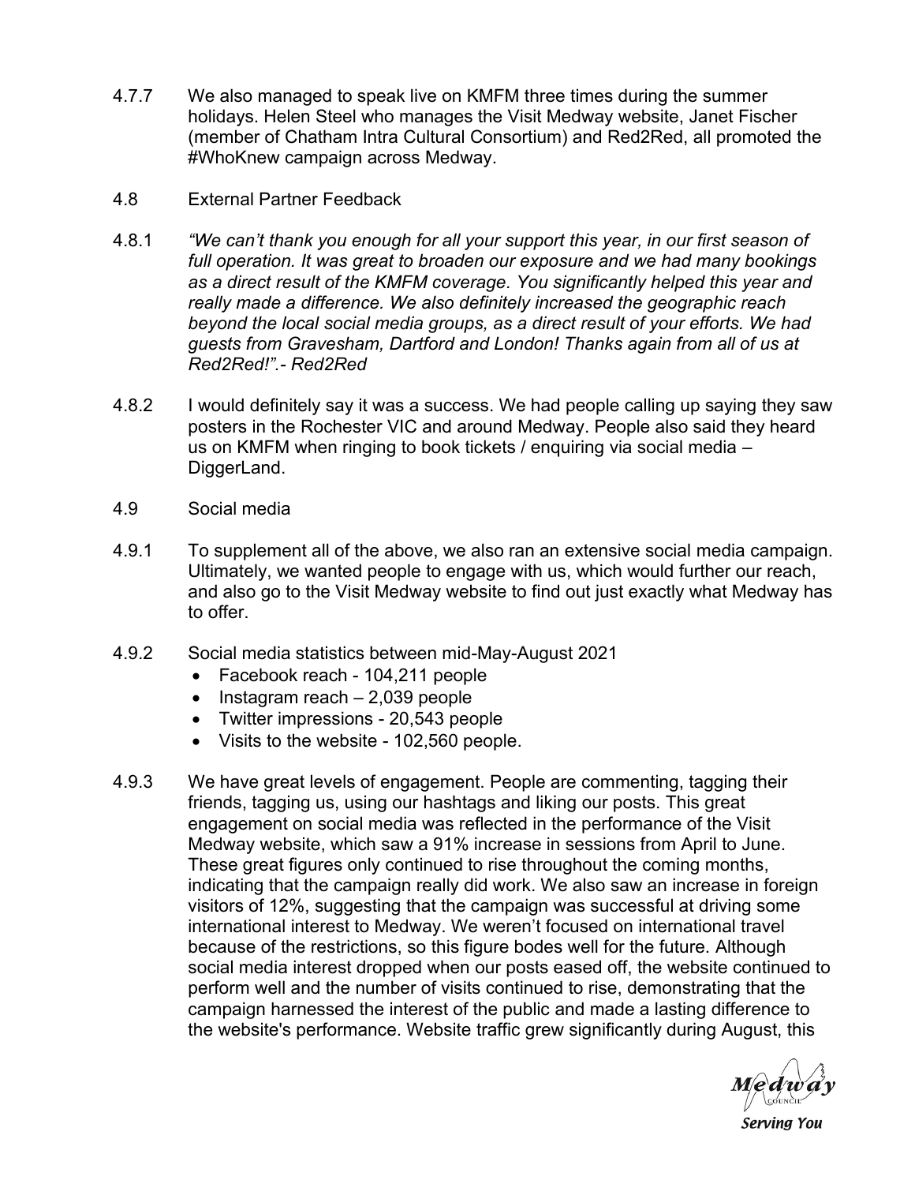4.7.7 We also managed to speak live on KMFM three times during the summer holidays. Helen Steel who manages the Visit Medway website, Janet Fischer (member of Chatham Intra Cultural Consortium) and Red2Red, all promoted the #WhoKnew campaign across Medway.

4.8 External Partner Feedback

4.8.1 *"We can't thank you enough for all your support this year, in our first season of full operation. It was great to broaden our exposure and we had many bookings as a direct result of the KMFM coverage. You significantly helped this year and really made a difference. We also definitely increased the geographic reach beyond the local social media groups, as a direct result of your efforts. We had guests from Gravesham, Dartford and London! Thanks again from all of us at Red2Red!".- Red2Red*

4.8.2 I would definitely say it was a success. We had people calling up saying they saw posters in the Rochester VIC and around Medway. People also said they heard us on KMFM when ringing to book tickets / enquiring via social media – DiggerLand.

4.9 Social media

4.9.1 To supplement all of the above, we also ran an extensive social media campaign. Ultimately, we wanted people to engage with us, which would further our reach, and also go to the Visit Medway website to find out just exactly what Medway has to offer.

4.9.2 Social media statistics between mid-May-August 2021

- Facebook reach - 104,211 people
- Instagram reach – 2,039 people
- Twitter impressions - 20,543 people
- Visits to the website - 102,560 people.

4.9.3 We have great levels of engagement. People are commenting, tagging their friends, tagging us, using our hashtags and liking our posts. This great engagement on social media was reflected in the performance of the Visit Medway website, which saw a 91% increase in sessions from April to June. These great figures only continued to rise throughout the coming months, indicating that the campaign really did work. We also saw an increase in foreign visitors of 12%, suggesting that the campaign was successful at driving some international interest to Medway. We weren't focused on international travel because of the restrictions, so this figure bodes well for the future. Although social media interest dropped when our posts eased off, the website continued to perform well and the number of visits continued to rise, demonstrating that the campaign harnessed the interest of the public and made a lasting difference to the website's performance. Website traffic grew significantly during August, this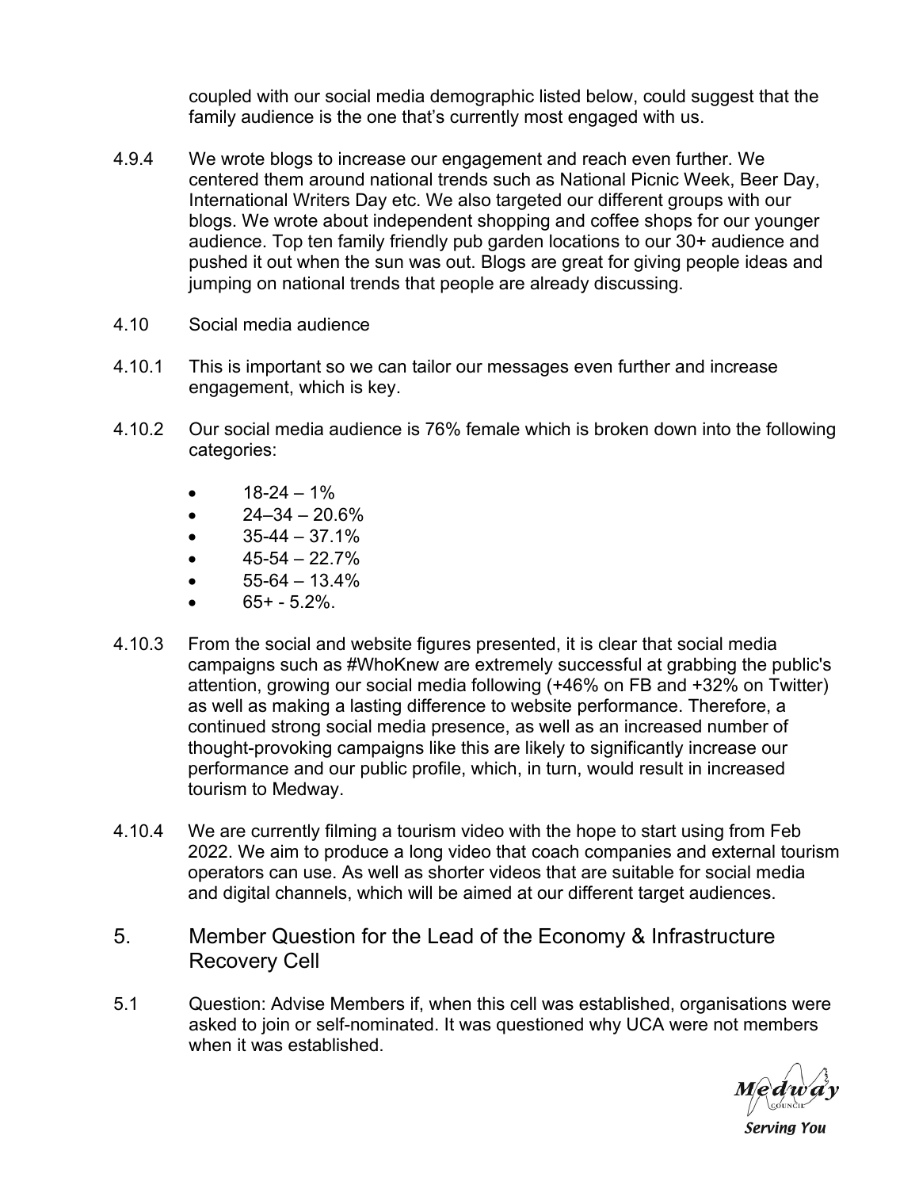coupled with our social media demographic listed below, could suggest that the family audience is the one that's currently most engaged with us.

4.9.4 We wrote blogs to increase our engagement and reach even further. We centered them around national trends such as National Picnic Week, Beer Day, International Writers Day etc. We also targeted our different groups with our blogs. We wrote about independent shopping and coffee shops for our younger audience. Top ten family friendly pub garden locations to our 30+ audience and pushed it out when the sun was out. Blogs are great for giving people ideas and jumping on national trends that people are already discussing.

4.10 Social media audience

4.10.1 This is important so we can tailor our messages even further and increase engagement, which is key.

4.10.2 Our social media audience is 76% female which is broken down into the following categories:

- 18-24 – 1%
- 24–34 – 20.6%
- 35-44 – 37.1%
- 45-54 – 22.7%
- 55-64 – 13.4%
- 65+ - 5.2%.

4.10.3 From the social and website figures presented, it is clear that social media campaigns such as #WhoKnew are extremely successful at grabbing the public's attention, growing our social media following (+46% on FB and +32% on Twitter) as well as making a lasting difference to website performance. Therefore, a continued strong social media presence, as well as an increased number of thought-provoking campaigns like this are likely to significantly increase our performance and our public profile, which, in turn, would result in increased tourism to Medway.

4.10.4 We are currently filming a tourism video with the hope to start using from Feb 2022. We aim to produce a long video that coach companies and external tourism operators can use. As well as shorter videos that are suitable for social media and digital channels, which will be aimed at our different target audiences.

## 5. Member Question for the Lead of the Economy & Infrastructure Recovery Cell

5.1 Question: Advise Members if, when this cell was established, organisations were asked to join or self-nominated. It was questioned why UCA were not members when it was established.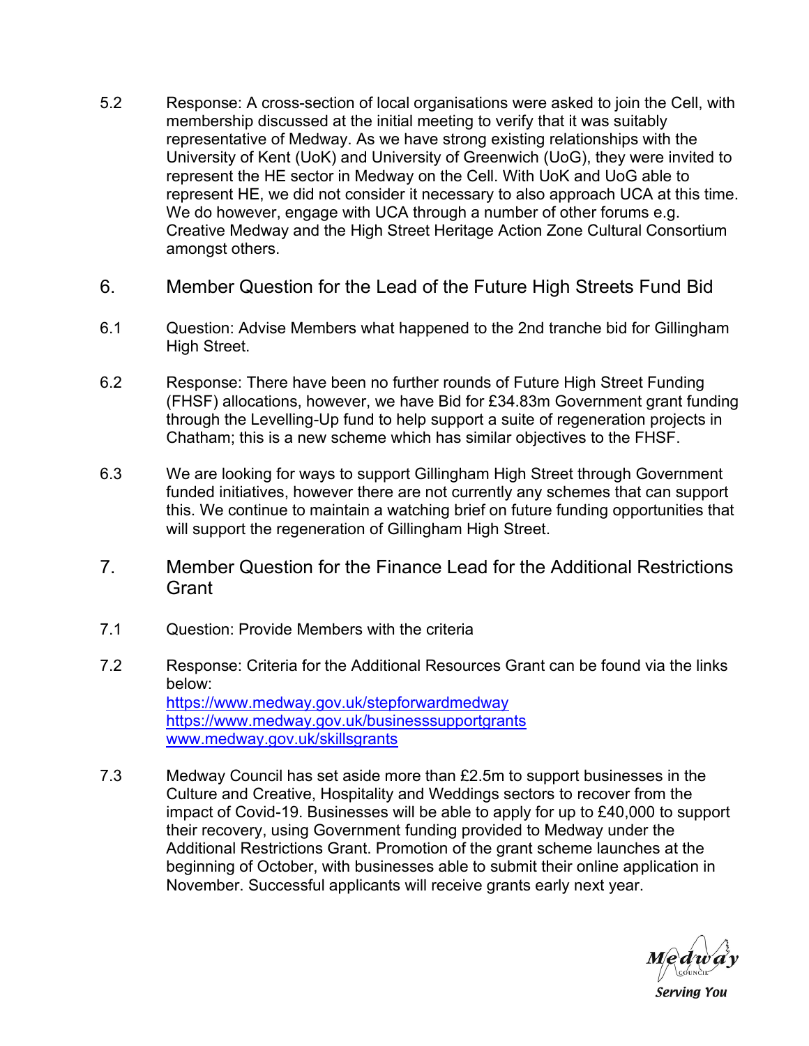5.2 Response: A cross-section of local organisations were asked to join the Cell, with membership discussed at the initial meeting to verify that it was suitably representative of Medway. As we have strong existing relationships with the University of Kent (UoK) and University of Greenwich (UoG), they were invited to represent the HE sector in Medway on the Cell. With UoK and UoG able to represent HE, we did not consider it necessary to also approach UCA at this time. We do however, engage with UCA through a number of other forums e.g. Creative Medway and the High Street Heritage Action Zone Cultural Consortium amongst others.

## 6. Member Question for the Lead of the Future High Streets Fund Bid

6.1 Question: Advise Members what happened to the 2nd tranche bid for Gillingham High Street.

6.2 Response: There have been no further rounds of Future High Street Funding (FHSF) allocations, however, we have Bid for £34.83m Government grant funding through the Levelling-Up fund to help support a suite of regeneration projects in Chatham; this is a new scheme which has similar objectives to the FHSF.

6.3 We are looking for ways to support Gillingham High Street through Government funded initiatives, however there are not currently any schemes that can support this. We continue to maintain a watching brief on future funding opportunities that will support the regeneration of Gillingham High Street.

## 7. Member Question for the Finance Lead for the Additional Restrictions Grant

7.1 Question: Provide Members with the criteria

7.2 Response: Criteria for the Additional Resources Grant can be found via the links below:
https://www.medway.gov.uk/stepforwardmedway
https://www.medway.gov.uk/businesssupportgrants
www.medway.gov.uk/skillsgrants

7.3 Medway Council has set aside more than £2.5m to support businesses in the Culture and Creative, Hospitality and Weddings sectors to recover from the impact of Covid-19. Businesses will be able to apply for up to £40,000 to support their recovery, using Government funding provided to Medway under the Additional Restrictions Grant. Promotion of the grant scheme launches at the beginning of October, with businesses able to submit their online application in November. Successful applicants will receive grants early next year.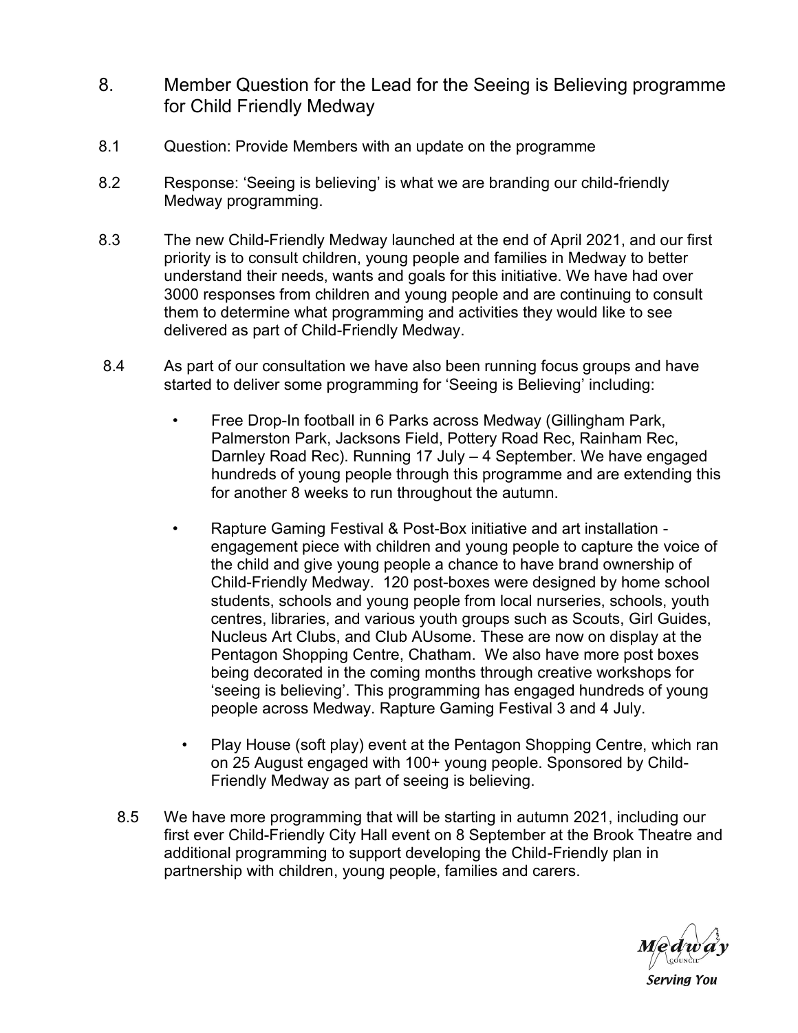## 8. Member Question for the Lead for the Seeing is Believing programme for Child Friendly Medway

8.1 Question: Provide Members with an update on the programme

8.2 Response: 'Seeing is believing' is what we are branding our child-friendly Medway programming.

8.3 The new Child-Friendly Medway launched at the end of April 2021, and our first priority is to consult children, young people and families in Medway to better understand their needs, wants and goals for this initiative. We have had over 3000 responses from children and young people and are continuing to consult them to determine what programming and activities they would like to see delivered as part of Child-Friendly Medway.

8.4 As part of our consultation we have also been running focus groups and have started to deliver some programming for 'Seeing is Believing' including:

- Free Drop-In football in 6 Parks across Medway (Gillingham Park, Palmerston Park, Jacksons Field, Pottery Road Rec, Rainham Rec, Darnley Road Rec). Running 17 July – 4 September. We have engaged hundreds of young people through this programme and are extending this for another 8 weeks to run throughout the autumn.
- Rapture Gaming Festival & Post-Box initiative and art installation - engagement piece with children and young people to capture the voice of the child and give young people a chance to have brand ownership of Child-Friendly Medway. 120 post-boxes were designed by home school students, schools and young people from local nurseries, schools, youth centres, libraries, and various youth groups such as Scouts, Girl Guides, Nucleus Art Clubs, and Club AUsome. These are now on display at the Pentagon Shopping Centre, Chatham. We also have more post boxes being decorated in the coming months through creative workshops for 'seeing is believing'. This programming has engaged hundreds of young people across Medway. Rapture Gaming Festival 3 and 4 July.
- Play House (soft play) event at the Pentagon Shopping Centre, which ran on 25 August engaged with 100+ young people. Sponsored by Child-Friendly Medway as part of seeing is believing.

8.5 We have more programming that will be starting in autumn 2021, including our first ever Child-Friendly City Hall event on 8 September at the Brook Theatre and additional programming to support developing the Child-Friendly plan in partnership with children, young people, families and carers.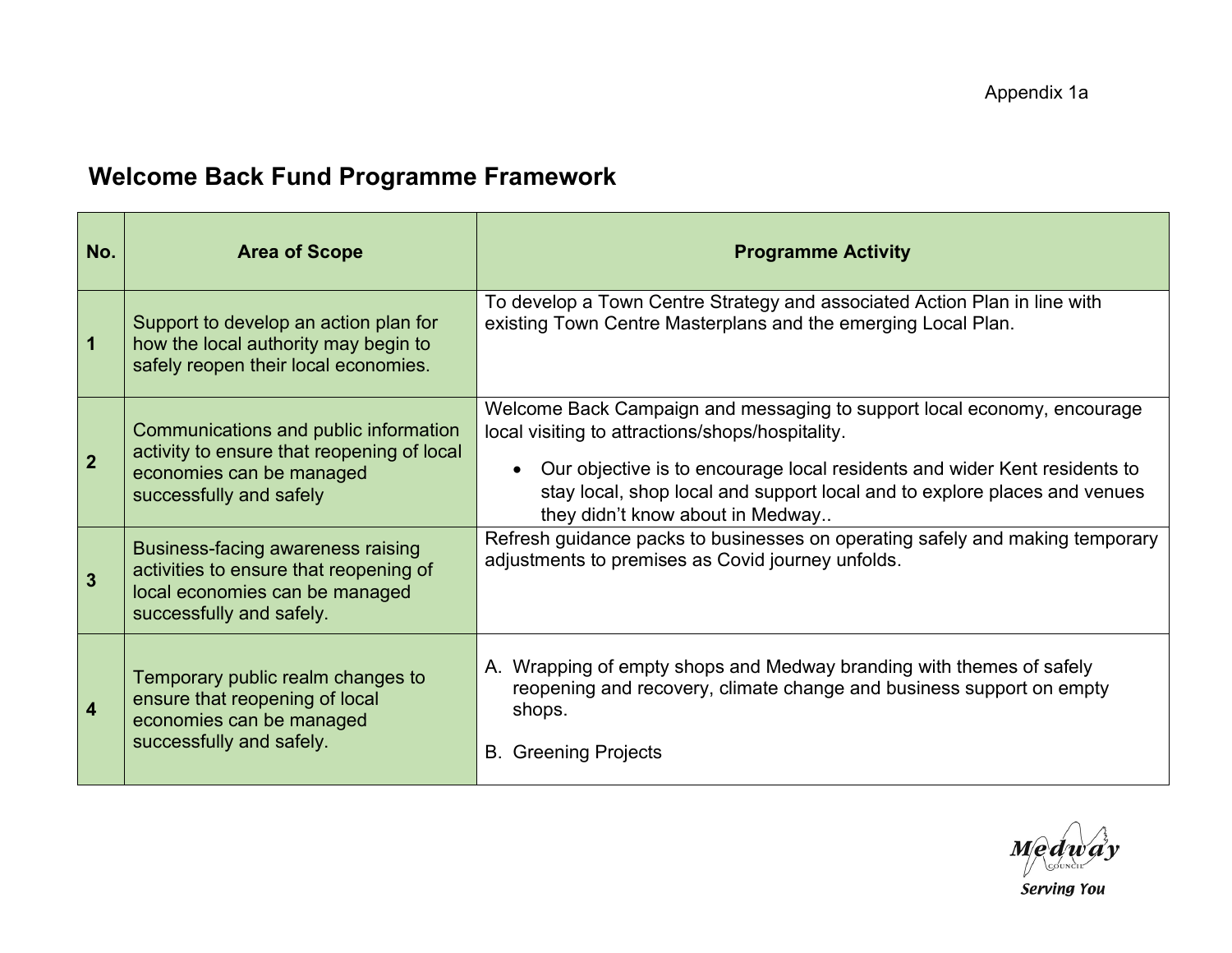Appendix 1a

# Welcome Back Fund Programme Framework

| No. | Area of Scope | Programme Activity |
|---|---|---|
| 1 | Support to develop an action plan for how the local authority may begin to safely reopen their local economies. | To develop a Town Centre Strategy and associated Action Plan in line with existing Town Centre Masterplans and the emerging Local Plan. |
| 2 | Communications and public information activity to ensure that reopening of local economies can be managed successfully and safely | Welcome Back Campaign and messaging to support local economy, encourage local visiting to attractions/shops/hospitality.<br>• Our objective is to encourage local residents and wider Kent residents to stay local, shop local and support local and to explore places and venues they didn't know about in Medway.. |
| 3 | Business-facing awareness raising activities to ensure that reopening of local economies can be managed successfully and safely. | Refresh guidance packs to businesses on operating safely and making temporary adjustments to premises as Covid journey unfolds. |
| 4 | Temporary public realm changes to ensure that reopening of local economies can be managed successfully and safely. | A. Wrapping of empty shops and Medway branding with themes of safely reopening and recovery, climate change and business support on empty shops.<br>B. Greening Projects |

Medway Council
Serving You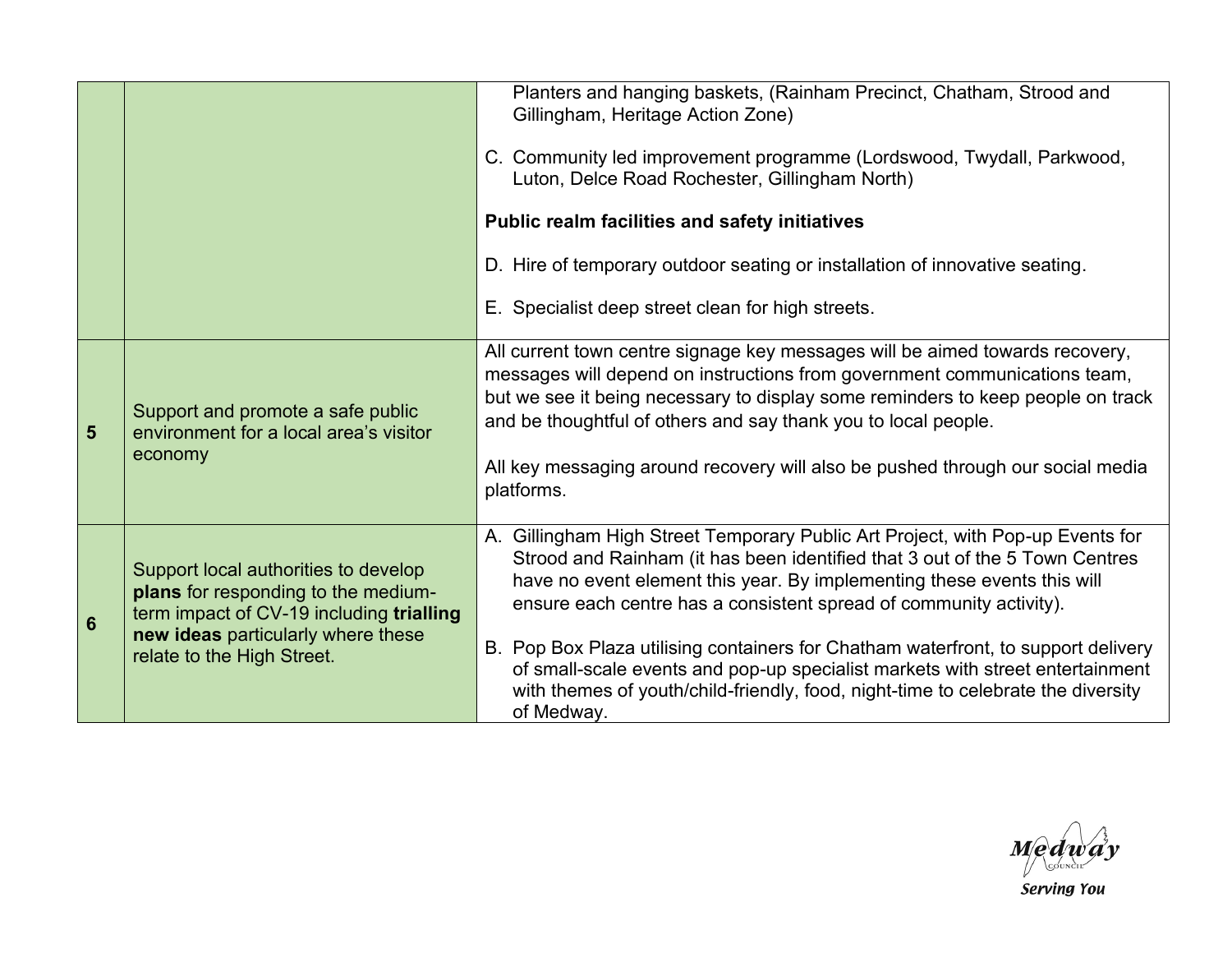| | | |
|---|---|---|
| | | Planters and hanging baskets, (Rainham Precinct, Chatham, Strood and Gillingham, Heritage Action Zone)<br><br>C. Community led improvement programme (Lordswood, Twydall, Parkwood, Luton, Delce Road Rochester, Gillingham North)<br><br>**Public realm facilities and safety initiatives**<br><br>D. Hire of temporary outdoor seating or installation of innovative seating.<br><br>E. Specialist deep street clean for high streets. |
| **5** | Support and promote a safe public environment for a local area's visitor economy | All current town centre signage key messages will be aimed towards recovery, messages will depend on instructions from government communications team, but we see it being necessary to display some reminders to keep people on track and be thoughtful of others and say thank you to local people.<br><br>All key messaging around recovery will also be pushed through our social media platforms. |
| **6** | Support local authorities to develop **plans** for responding to the medium-term impact of CV-19 including **trialling new ideas** particularly where these relate to the High Street. | A. Gillingham High Street Temporary Public Art Project, with Pop-up Events for Strood and Rainham (it has been identified that 3 out of the 5 Town Centres have no event element this year. By implementing these events this will ensure each centre has a consistent spread of community activity).<br><br>B. Pop Box Plaza utilising containers for Chatham waterfront, to support delivery of small-scale events and pop-up specialist markets with street entertainment with themes of youth/child-friendly, food, night-time to celebrate the diversity of Medway. |